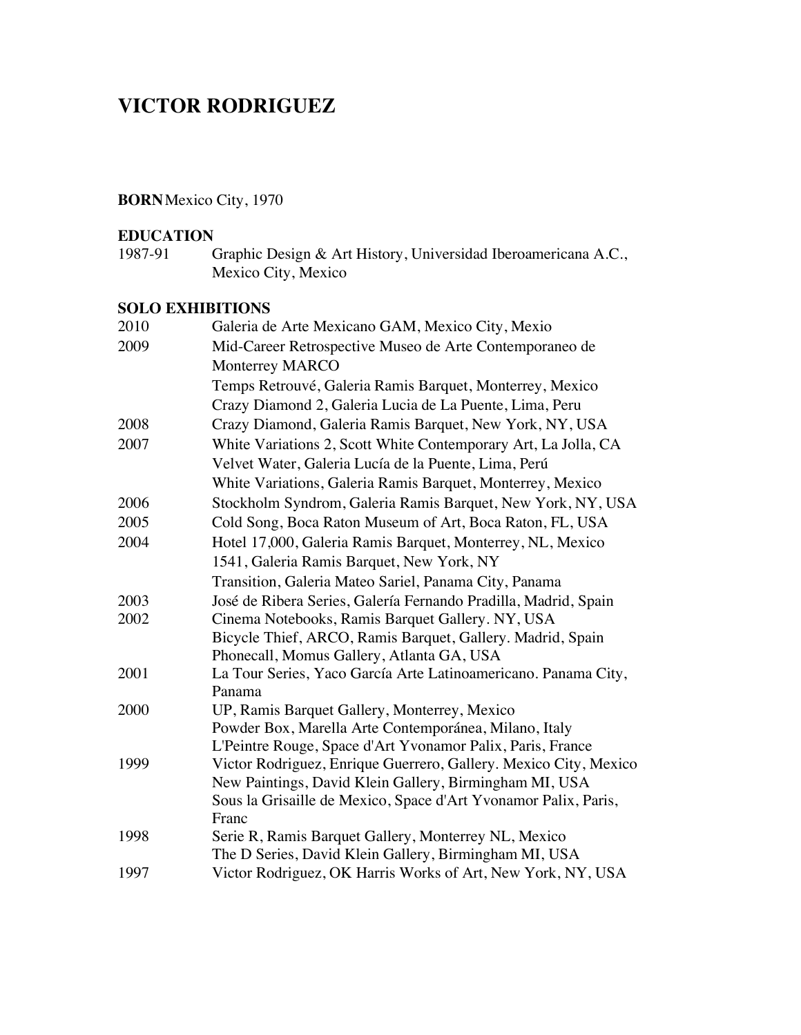# VICTOR RODRIGUEZ

**BORN** Mexico City, 1970

**EDUCATION**

| | |
|---|---|
| 1987-91 | Graphic Design & Art History, Universidad Iberoamericana A.C., Mexico City, Mexico |

**SOLO EXHIBITIONS**

| | |
|---|---|
| 2010 | Galeria de Arte Mexicano GAM, Mexico City, Mexio |
| 2009 | Mid-Career Retrospective Museo de Arte Contemporaneo de Monterrey MARCO |
| | Temps Retrouvé, Galeria Ramis Barquet, Monterrey, Mexico |
| | Crazy Diamond 2, Galeria Lucia de La Puente, Lima, Peru |
| 2008 | Crazy Diamond, Galeria Ramis Barquet, New York, NY, USA |
| 2007 | White Variations 2, Scott White Contemporary Art, La Jolla, CA |
| | Velvet Water, Galeria Lucía de la Puente, Lima, Perú |
| | White Variations, Galeria Ramis Barquet, Monterrey, Mexico |
| 2006 | Stockholm Syndrom, Galeria Ramis Barquet, New York, NY, USA |
| 2005 | Cold Song, Boca Raton Museum of Art, Boca Raton, FL, USA |
| 2004 | Hotel 17,000, Galeria Ramis Barquet, Monterrey, NL, Mexico |
| | 1541, Galeria Ramis Barquet, New York, NY |
| | Transition, Galeria Mateo Sariel, Panama City, Panama |
| 2003 | José de Ribera Series, Galería Fernando Pradilla, Madrid, Spain |
| 2002 | Cinema Notebooks, Ramis Barquet Gallery. NY, USA |
| | Bicycle Thief, ARCO, Ramis Barquet, Gallery. Madrid, Spain |
| | Phonecall, Momus Gallery, Atlanta GA, USA |
| 2001 | La Tour Series, Yaco García Arte Latinoamericano. Panama City, Panama |
| 2000 | UP, Ramis Barquet Gallery, Monterrey, Mexico |
| | Powder Box, Marella Arte Contemporánea, Milano, Italy |
| | L'Peintre Rouge, Space d'Art Yvonamor Palix, Paris, France |
| 1999 | Victor Rodriguez, Enrique Guerrero, Gallery. Mexico City, Mexico |
| | New Paintings, David Klein Gallery, Birmingham MI, USA |
| | Sous la Grisaille de Mexico, Space d'Art Yvonamor Palix, Paris, Franc |
| 1998 | Serie R, Ramis Barquet Gallery, Monterrey NL, Mexico |
| | The D Series, David Klein Gallery, Birmingham MI, USA |
| 1997 | Victor Rodriguez, OK Harris Works of Art, New York, NY, USA |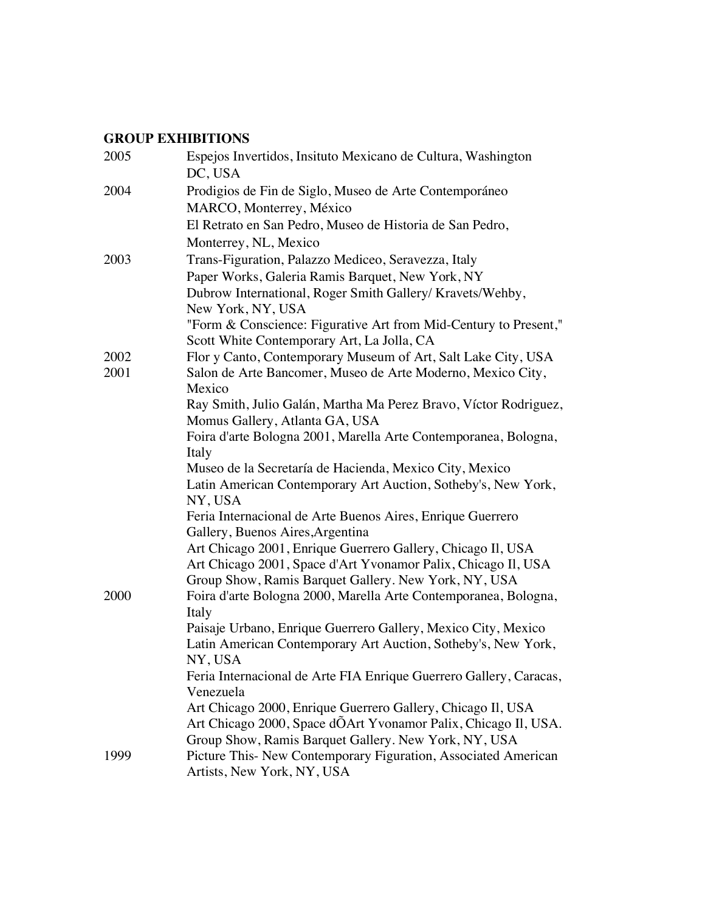## GROUP EXHIBITIONS

| | |
|---|---|
| 2005 | Espejos Invertidos, Insituto Mexicano de Cultura, Washington DC, USA |
| 2004 | Prodigios de Fin de Siglo, Museo de Arte Contemporáneo MARCO, Monterrey, México |
| | El Retrato en San Pedro, Museo de Historia de San Pedro, Monterrey, NL, Mexico |
| 2003 | Trans-Figuration, Palazzo Mediceo, Seravezza, Italy |
| | Paper Works, Galeria Ramis Barquet, New York, NY |
| | Dubrow International, Roger Smith Gallery/ Kravets/Wehby, New York, NY, USA |
| | "Form & Conscience: Figurative Art from Mid-Century to Present," Scott White Contemporary Art, La Jolla, CA |
| 2002 | Flor y Canto, Contemporary Museum of Art, Salt Lake City, USA |
| 2001 | Salon de Arte Bancomer, Museo de Arte Moderno, Mexico City, Mexico |
| | Ray Smith, Julio Galán, Martha Ma Perez Bravo, Víctor Rodriguez, Momus Gallery, Atlanta GA, USA |
| | Foira d'arte Bologna 2001, Marella Arte Contemporanea, Bologna, Italy |
| | Museo de la Secretaría de Hacienda, Mexico City, Mexico |
| | Latin American Contemporary Art Auction, Sotheby's, New York, NY, USA |
| | Feria Internacional de Arte Buenos Aires, Enrique Guerrero Gallery, Buenos Aires,Argentina |
| | Art Chicago 2001, Enrique Guerrero Gallery, Chicago Il, USA |
| | Art Chicago 2001, Space d'Art Yvonamor Palix, Chicago Il, USA |
| | Group Show, Ramis Barquet Gallery. New York, NY, USA |
| 2000 | Foira d'arte Bologna 2000, Marella Arte Contemporanea, Bologna, Italy |
| | Paisaje Urbano, Enrique Guerrero Gallery, Mexico City, Mexico |
| | Latin American Contemporary Art Auction, Sotheby's, New York, NY, USA |
| | Feria Internacional de Arte FIA Enrique Guerrero Gallery, Caracas, Venezuela |
| | Art Chicago 2000, Enrique Guerrero Gallery, Chicago Il, USA |
| | Art Chicago 2000, Space dÕArt Yvonamor Palix, Chicago Il, USA. |
| | Group Show, Ramis Barquet Gallery. New York, NY, USA |
| 1999 | Picture This- New Contemporary Figuration, Associated American Artists, New York, NY, USA |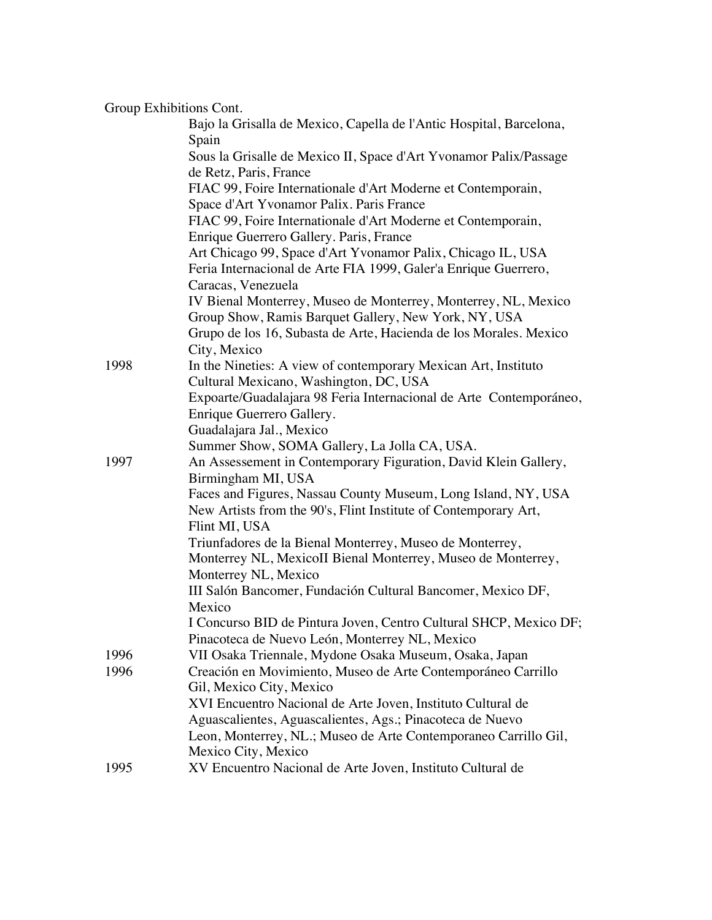Group Exhibitions Cont.

Bajo la Grisalla de Mexico, Capella de l'Antic Hospital, Barcelona, Spain

Sous la Grisalle de Mexico II, Space d'Art Yvonamor Palix/Passage de Retz, Paris, France

FIAC 99, Foire Internationale d'Art Moderne et Contemporain, Space d'Art Yvonamor Palix. Paris France

FIAC 99, Foire Internationale d'Art Moderne et Contemporain, Enrique Guerrero Gallery. Paris, France

Art Chicago 99, Space d'Art Yvonamor Palix, Chicago IL, USA

Feria Internacional de Arte FIA 1999, Galer'a Enrique Guerrero, Caracas, Venezuela

IV Bienal Monterrey, Museo de Monterrey, Monterrey, NL, Mexico

Group Show, Ramis Barquet Gallery, New York, NY, USA

Grupo de los 16, Subasta de Arte, Hacienda de los Morales. Mexico City, Mexico

1998 In the Nineties: A view of contemporary Mexican Art, Instituto Cultural Mexicano, Washington, DC, USA

Expoarte/Guadalajara 98 Feria Internacional de Arte Contemporáneo, Enrique Guerrero Gallery.
Guadalajara Jal., Mexico

Summer Show, SOMA Gallery, La Jolla CA, USA.

1997 An Assessement in Contemporary Figuration, David Klein Gallery, Birmingham MI, USA

Faces and Figures, Nassau County Museum, Long Island, NY, USA

New Artists from the 90's, Flint Institute of Contemporary Art, Flint MI, USA

Triunfadores de la Bienal Monterrey, Museo de Monterrey, Monterrey NL, MexicoII Bienal Monterrey, Museo de Monterrey, Monterrey NL, Mexico

III Salón Bancomer, Fundación Cultural Bancomer, Mexico DF, Mexico

I Concurso BID de Pintura Joven, Centro Cultural SHCP, Mexico DF; Pinacoteca de Nuevo León, Monterrey NL, Mexico

1996 VII Osaka Triennale, Mydone Osaka Museum, Osaka, Japan

1996 Creación en Movimiento, Museo de Arte Contemporáneo Carrillo Gil, Mexico City, Mexico

XVI Encuentro Nacional de Arte Joven, Instituto Cultural de Aguascalientes, Aguascalientes, Ags.; Pinacoteca de Nuevo Leon, Monterrey, NL.; Museo de Arte Contemporaneo Carrillo Gil, Mexico City, Mexico

1995 XV Encuentro Nacional de Arte Joven, Instituto Cultural de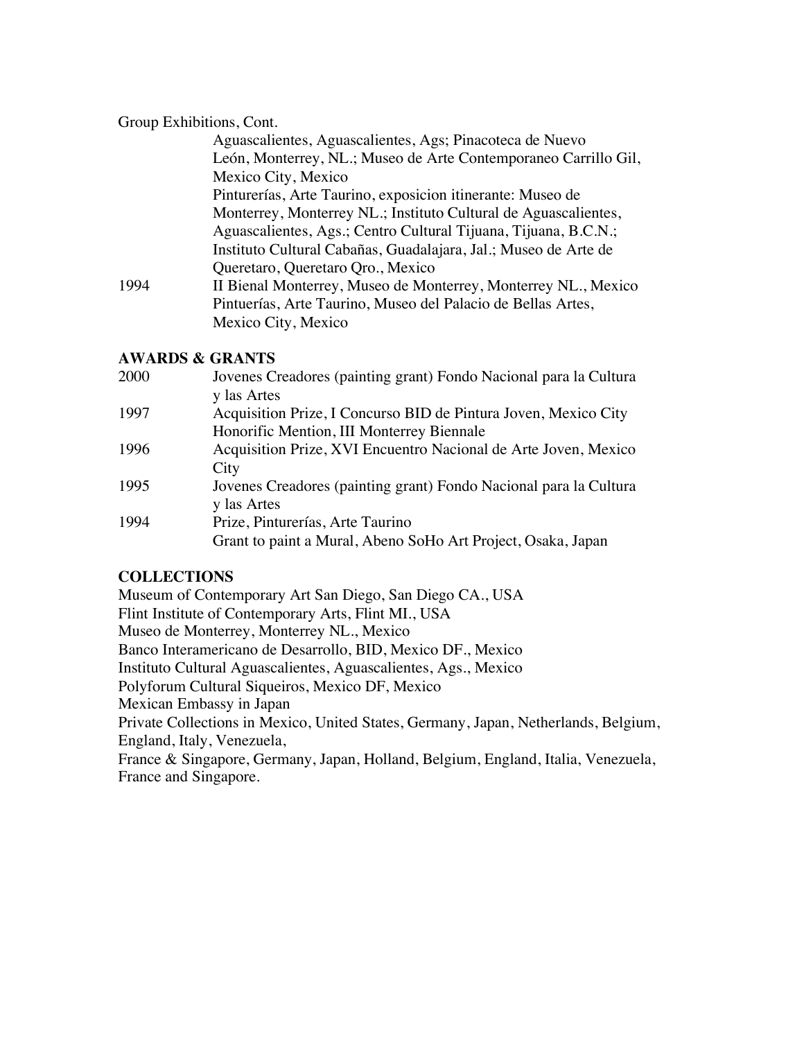Group Exhibitions, Cont.

| | |
|---|---|
| | Aguascalientes, Aguascalientes, Ags; Pinacoteca de Nuevo León, Monterrey, NL.; Museo de Arte Contemporaneo Carrillo Gil, Mexico City, Mexico |
| | Pinturerías, Arte Taurino, exposicion itinerante: Museo de Monterrey, Monterrey NL.; Instituto Cultural de Aguascalientes, Aguascalientes, Ags.; Centro Cultural Tijuana, Tijuana, B.C.N.; Instituto Cultural Cabañas, Guadalajara, Jal.; Museo de Arte de Queretaro, Queretaro Qro., Mexico |
| 1994 | II Bienal Monterrey, Museo de Monterrey, Monterrey NL., Mexico |
| | Pintuerías, Arte Taurino, Museo del Palacio de Bellas Artes, Mexico City, Mexico |

**AWARDS & GRANTS**

| | |
|---|---|
| 2000 | Jovenes Creadores (painting grant) Fondo Nacional para la Cultura y las Artes |
| 1997 | Acquisition Prize, I Concurso BID de Pintura Joven, Mexico City |
| | Honorific Mention, III Monterrey Biennale |
| 1996 | Acquisition Prize, XVI Encuentro Nacional de Arte Joven, Mexico City |
| 1995 | Jovenes Creadores (painting grant) Fondo Nacional para la Cultura y las Artes |
| 1994 | Prize, Pinturerías, Arte Taurino |
| | Grant to paint a Mural, Abeno SoHo Art Project, Osaka, Japan |

**COLLECTIONS**

Museum of Contemporary Art San Diego, San Diego CA., USA
Flint Institute of Contemporary Arts, Flint MI., USA
Museo de Monterrey, Monterrey NL., Mexico
Banco Interamericano de Desarrollo, BID, Mexico DF., Mexico
Instituto Cultural Aguascalientes, Aguascalientes, Ags., Mexico
Polyforum Cultural Siqueiros, Mexico DF, Mexico
Mexican Embassy in Japan
Private Collections in Mexico, United States, Germany, Japan, Netherlands, Belgium, England, Italy, Venezuela,
France & Singapore, Germany, Japan, Holland, Belgium, England, Italia, Venezuela, France and Singapore.